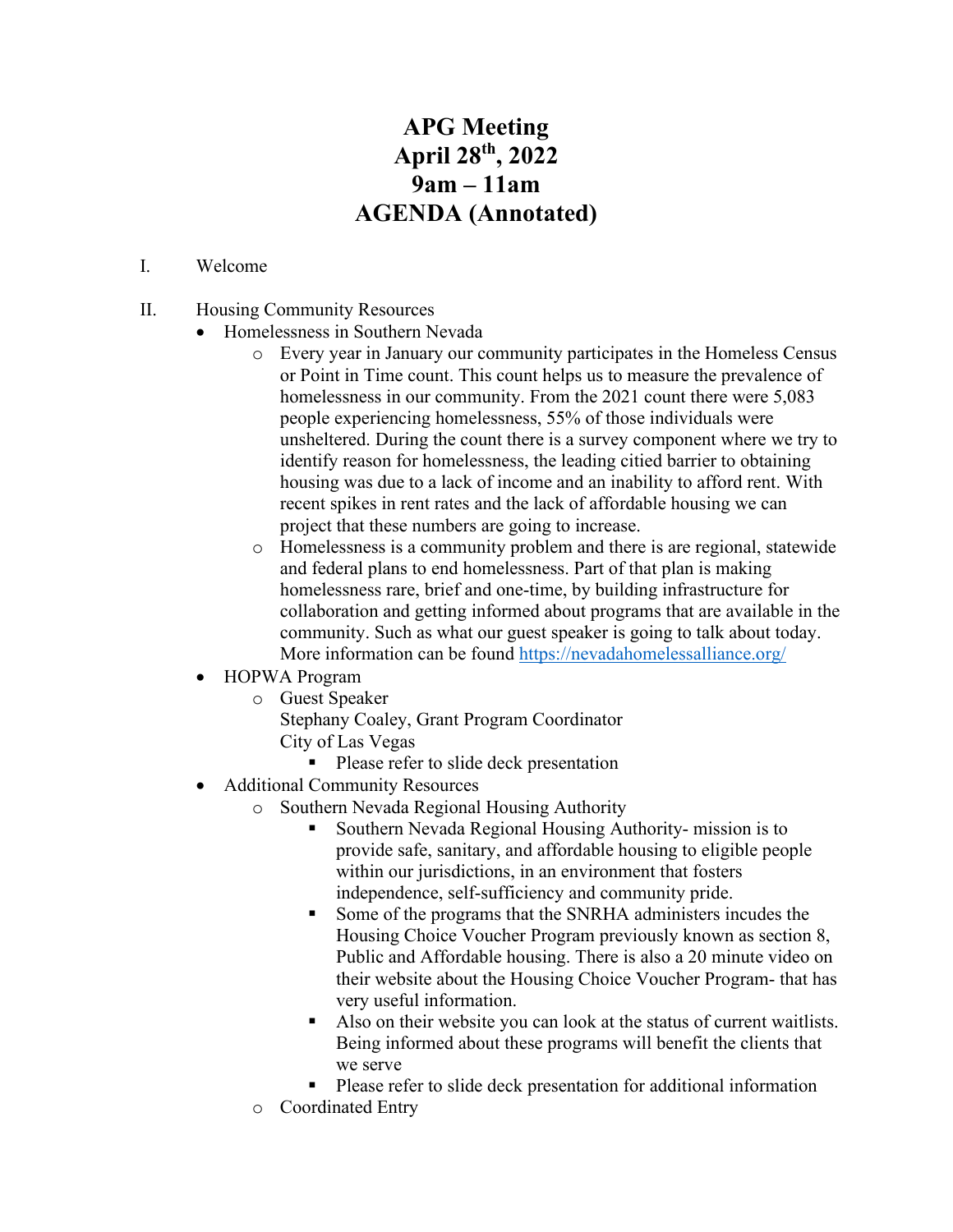# APG Meeting
# April 28th, 2022
# 9am – 11am
# AGENDA (Annotated)

I. Welcome

II. Housing Community Resources

- Homelessness in Southern Nevada
  - Every year in January our community participates in the Homeless Census or Point in Time count. This count helps us to measure the prevalence of homelessness in our community. From the 2021 count there were 5,083 people experiencing homelessness, 55% of those individuals were unsheltered. During the count there is a survey component where we try to identify reason for homelessness, the leading citied barrier to obtaining housing was due to a lack of income and an inability to afford rent. With recent spikes in rent rates and the lack of affordable housing we can project that these numbers are going to increase.
  - Homelessness is a community problem and there is are regional, statewide and federal plans to end homelessness. Part of that plan is making homelessness rare, brief and one-time, by building infrastructure for collaboration and getting informed about programs that are available in the community. Such as what our guest speaker is going to talk about today. More information can be found https://nevadahomelessalliance.org/
- HOPWA Program
  - Guest Speaker
    Stephany Coaley, Grant Program Coordinator
    City of Las Vegas
    - Please refer to slide deck presentation
- Additional Community Resources
  - Southern Nevada Regional Housing Authority
    - Southern Nevada Regional Housing Authority- mission is to provide safe, sanitary, and affordable housing to eligible people within our jurisdictions, in an environment that fosters independence, self-sufficiency and community pride.
    - Some of the programs that the SNRHA administers incudes the Housing Choice Voucher Program previously known as section 8, Public and Affordable housing. There is also a 20 minute video on their website about the Housing Choice Voucher Program- that has very useful information.
    - Also on their website you can look at the status of current waitlists. Being informed about these programs will benefit the clients that we serve
    - Please refer to slide deck presentation for additional information
  - Coordinated Entry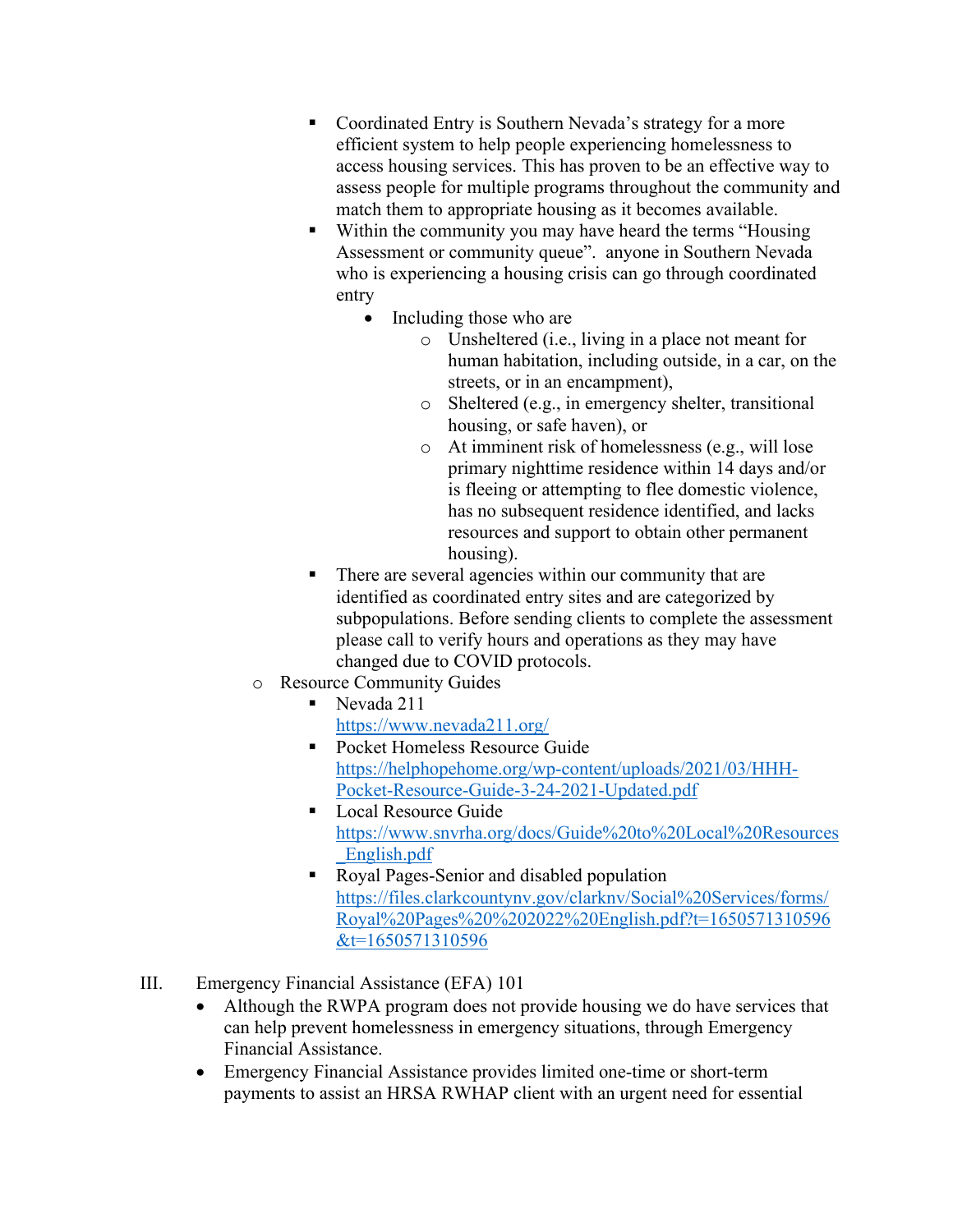- Coordinated Entry is Southern Nevada's strategy for a more efficient system to help people experiencing homelessness to access housing services. This has proven to be an effective way to assess people for multiple programs throughout the community and match them to appropriate housing as it becomes available.
        - Within the community you may have heard the terms "Housing Assessment or community queue". anyone in Southern Nevada who is experiencing a housing crisis can go through coordinated entry
            - Including those who are
                - Unsheltered (i.e., living in a place not meant for human habitation, including outside, in a car, on the streets, or in an encampment),
                - Sheltered (e.g., in emergency shelter, transitional housing, or safe haven), or
                - At imminent risk of homelessness (e.g., will lose primary nighttime residence within 14 days and/or is fleeing or attempting to flee domestic violence, has no subsequent residence identified, and lacks resources and support to obtain other permanent housing).
        - There are several agencies within our community that are identified as coordinated entry sites and are categorized by subpopulations. Before sending clients to complete the assessment please call to verify hours and operations as they may have changed due to COVID protocols.
    - Resource Community Guides
        - Nevada 211 https://www.nevada211.org/
        - Pocket Homeless Resource Guide https://helphopehome.org/wp-content/uploads/2021/03/HHH-Pocket-Resource-Guide-3-24-2021-Updated.pdf
        - Local Resource Guide https://www.snvrha.org/docs/Guide%20to%20Local%20Resources_English.pdf
        - Royal Pages-Senior and disabled population https://files.clarkcountynv.gov/clarknv/Social%20Services/forms/Royal%20Pages%20%202022%20English.pdf?t=1650571310596&t=1650571310596

III. Emergency Financial Assistance (EFA) 101

- Although the RWPA program does not provide housing we do have services that can help prevent homelessness in emergency situations, through Emergency Financial Assistance.
- Emergency Financial Assistance provides limited one-time or short-term payments to assist an HRSA RWHAP client with an urgent need for essential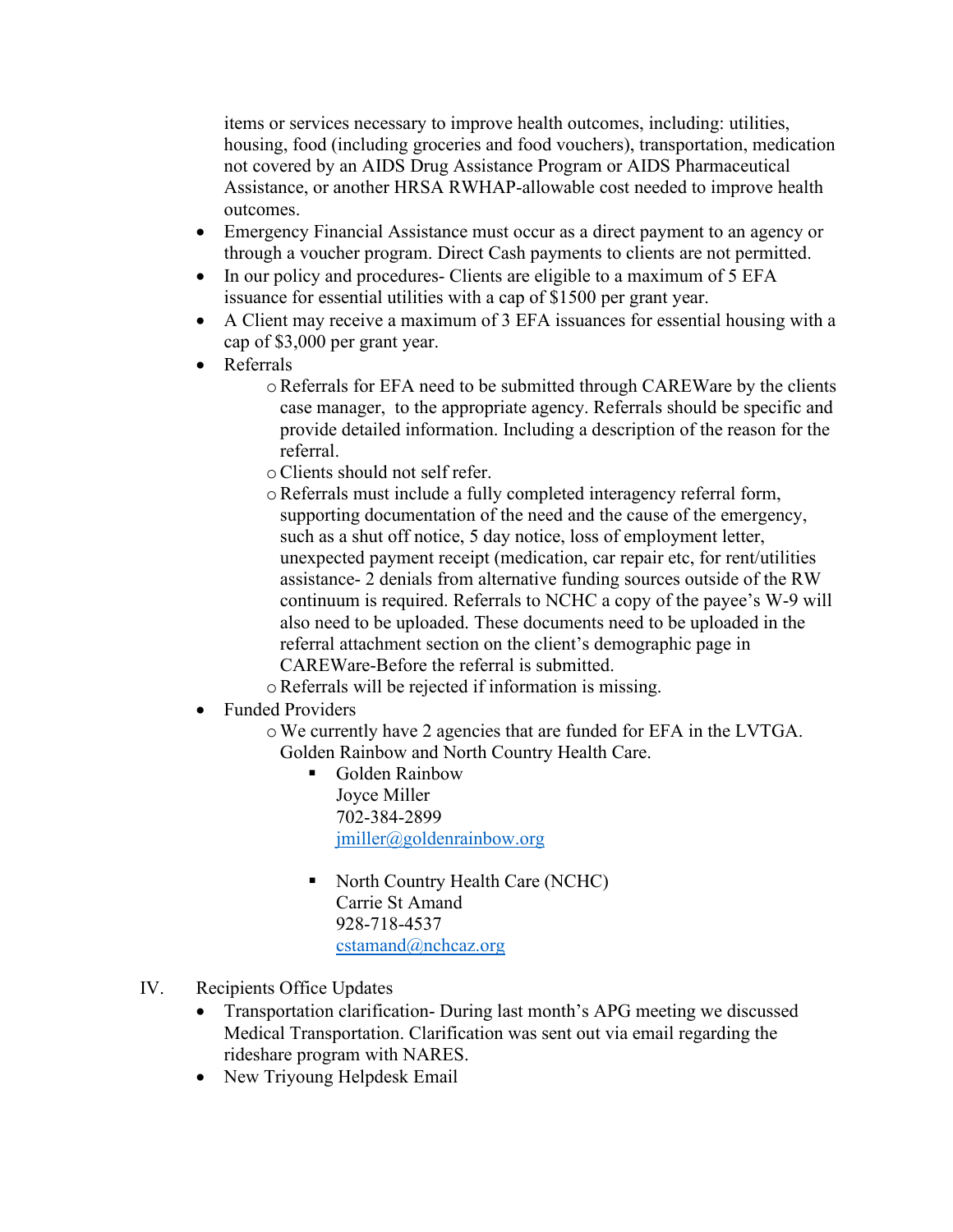items or services necessary to improve health outcomes, including: utilities, housing, food (including groceries and food vouchers), transportation, medication not covered by an AIDS Drug Assistance Program or AIDS Pharmaceutical Assistance, or another HRSA RWHAP-allowable cost needed to improve health outcomes.

- Emergency Financial Assistance must occur as a direct payment to an agency or through a voucher program. Direct Cash payments to clients are not permitted.
- In our policy and procedures- Clients are eligible to a maximum of 5 EFA issuance for essential utilities with a cap of $1500 per grant year.
- A Client may receive a maximum of 3 EFA issuances for essential housing with a cap of $3,000 per grant year.
- Referrals
  - Referrals for EFA need to be submitted through CAREWare by the clients case manager, to the appropriate agency. Referrals should be specific and provide detailed information. Including a description of the reason for the referral.
  - Clients should not self refer.
  - Referrals must include a fully completed interagency referral form, supporting documentation of the need and the cause of the emergency, such as a shut off notice, 5 day notice, loss of employment letter, unexpected payment receipt (medication, car repair etc, for rent/utilities assistance- 2 denials from alternative funding sources outside of the RW continuum is required. Referrals to NCHC a copy of the payee's W-9 will also need to be uploaded. These documents need to be uploaded in the referral attachment section on the client's demographic page in CAREWare-Before the referral is submitted.
  - Referrals will be rejected if information is missing.
- Funded Providers
  - We currently have 2 agencies that are funded for EFA in the LVTGA. Golden Rainbow and North Country Health Care.
    - Golden Rainbow  
      Joyce Miller  
      702-384-2899  
      jmiller@goldenrainbow.org
    - North Country Health Care (NCHC)  
      Carrie St Amand  
      928-718-4537  
      cstamand@nchcaz.org

IV. Recipients Office Updates

- Transportation clarification- During last month's APG meeting we discussed Medical Transportation. Clarification was sent out via email regarding the rideshare program with NARES.
- New Triyoung Helpdesk Email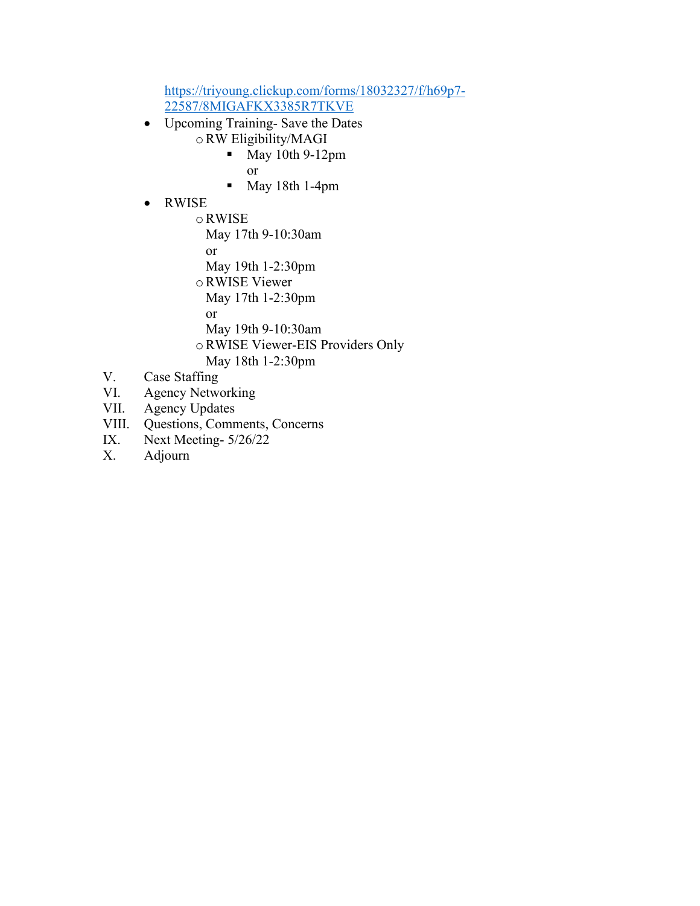https://triyoung.clickup.com/forms/18032327/f/h69p7-22587/8MIGAFKX3385R7TKVE

- Upcoming Training- Save the Dates
    - RW Eligibility/MAGI
        - May 10th 9-12pm
          or
        - May 18th 1-4pm
- RWISE
    - RWISE
      May 17th 9-10:30am
      or
      May 19th 1-2:30pm
    - RWISE Viewer
      May 17th 1-2:30pm
      or
      May 19th 9-10:30am
    - RWISE Viewer-EIS Providers Only
      May 18th 1-2:30pm

V. Case Staffing

VI. Agency Networking

VII. Agency Updates

VIII. Questions, Comments, Concerns

IX. Next Meeting- 5/26/22

X. Adjourn